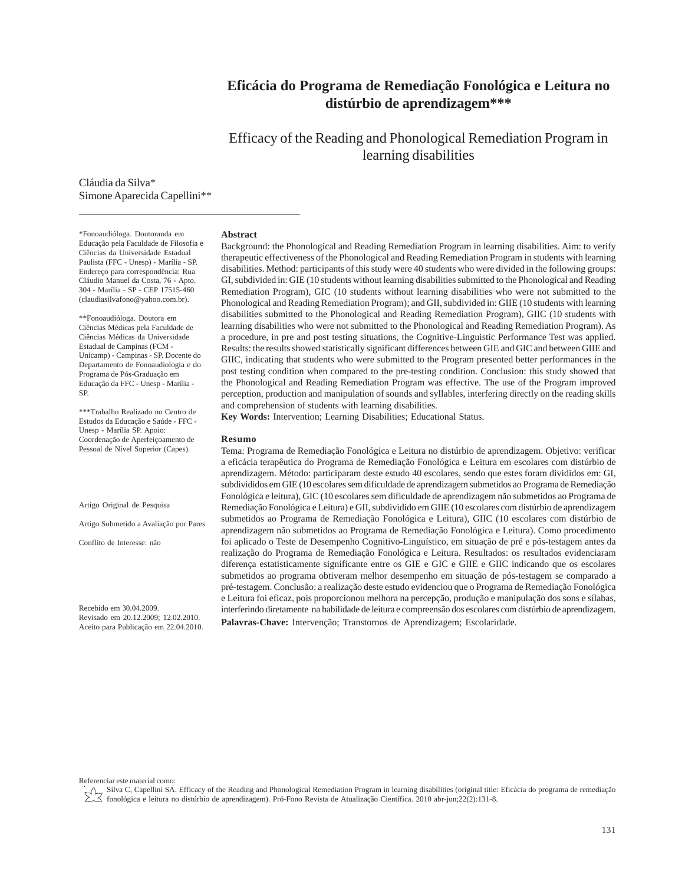# Eficácia do Programa de Remediação Fonológica e Leitura no distúrbio de aprendizagem***

## Efficacy of the Reading and Phonological Remediation Program in learning disabilities

Cláudia da Silva*
Simone Aparecida Capellini**

*Fonoaudióloga. Doutoranda em Educação pela Faculdade de Filosofia e Ciências da Universidade Estadual Paulista (FFC - Unesp) - Marília - SP. Endereço para correspondência: Rua Cláudio Manuel da Costa, 76 - Apto. 304 - Marília - SP - CEP 17515-460 (claudiasilvafono@yahoo.com.br).

**Fonoaudióloga. Doutora em Ciências Médicas pela Faculdade de Ciências Médicas da Universidade Estadual de Campinas (FCM - Unicamp) - Campinas - SP. Docente do Departamento de Fonoaudiologia e do Programa de Pós-Graduação em Educação da FFC - Unesp - Marília - SP.

***Trabalho Realizado no Centro de Estudos da Educação e Saúde - FFC - Unesp - Marília SP. Apoio: Coordenação de Aperfeiçoamento de Pessoal de Nível Superior (Capes).

Artigo Original de Pesquisa

Artigo Submetido a Avaliação por Pares

Conflito de Interesse: não

Recebido em 30.04.2009.
Revisado em 20.12.2009; 12.02.2010.
Aceito para Publicação em 22.04.2010.

**Abstract**

Background: the Phonological and Reading Remediation Program in learning disabilities. Aim: to verify therapeutic effectiveness of the Phonological and Reading Remediation Program in students with learning disabilities. Method: participants of this study were 40 students who were divided in the following groups: GI, subdivided in: GIE (10 students without learning disabilities submitted to the Phonological and Reading Remediation Program), GIC (10 students without learning disabilities who were not submitted to the Phonological and Reading Remediation Program); and GII, subdivided in: GIIE (10 students with learning disabilities submitted to the Phonological and Reading Remediation Program), GIIC (10 students with learning disabilities who were not submitted to the Phonological and Reading Remediation Program). As a procedure, in pre and post testing situations, the Cognitive-Linguistic Performance Test was applied. Results: the results showed statistically significant differences between GIE and GIC and between GIIE and GIIC, indicating that students who were submitted to the Program presented better performances in the post testing condition when compared to the pre-testing condition. Conclusion: this study showed that the Phonological and Reading Remediation Program was effective. The use of the Program improved perception, production and manipulation of sounds and syllables, interfering directly on the reading skills and comprehension of students with learning disabilities.

**Key Words:** Intervention; Learning Disabilities; Educational Status.

**Resumo**

Tema: Programa de Remediação Fonológica e Leitura no distúrbio de aprendizagem. Objetivo: verificar a eficácia terapêutica do Programa de Remediação Fonológica e Leitura em escolares com distúrbio de aprendizagem. Método: participaram deste estudo 40 escolares, sendo que estes foram divididos em: GI, subdivididos em GIE (10 escolares sem dificuldade de aprendizagem submetidos ao Programa de Remediação Fonológica e leitura), GIC (10 escolares sem dificuldade de aprendizagem não submetidos ao Programa de Remediação Fonológica e Leitura) e GII, subdividido em GIIE (10 escolares com distúrbio de aprendizagem submetidos ao Programa de Remediação Fonológica e Leitura), GIIC (10 escolares com distúrbio de aprendizagem não submetidos ao Programa de Remediação Fonológica e Leitura). Como procedimento foi aplicado o Teste de Desempenho Cognitivo-Linguístico, em situação de pré e pós-testagem antes da realização do Programa de Remediação Fonológica e Leitura. Resultados: os resultados evidenciaram diferença estatisticamente significante entre os GIE e GIC e GIIE e GIIC indicando que os escolares submetidos ao programa obtiveram melhor desempenho em situação de pós-testagem se comparado a pré-testagem. Conclusão: a realização deste estudo evidenciou que o Programa de Remediação Fonológica e Leitura foi eficaz, pois proporcionou melhora na percepção, produção e manipulação dos sons e sílabas, interferindo diretamente na habilidade de leitura e compreensão dos escolares com distúrbio de aprendizagem.

**Palavras-Chave:** Intervenção; Transtornos de Aprendizagem; Escolaridade.

Referenciar este material como:
Silva C, Capellini SA. Efficacy of the Reading and Phonological Remediation Program in learning disabilities (original title: Eficácia do programa de remediação fonológica e leitura no distúrbio de aprendizagem). Pró-Fono Revista de Atualização Científica. 2010 abr-jun;22(2):131-8.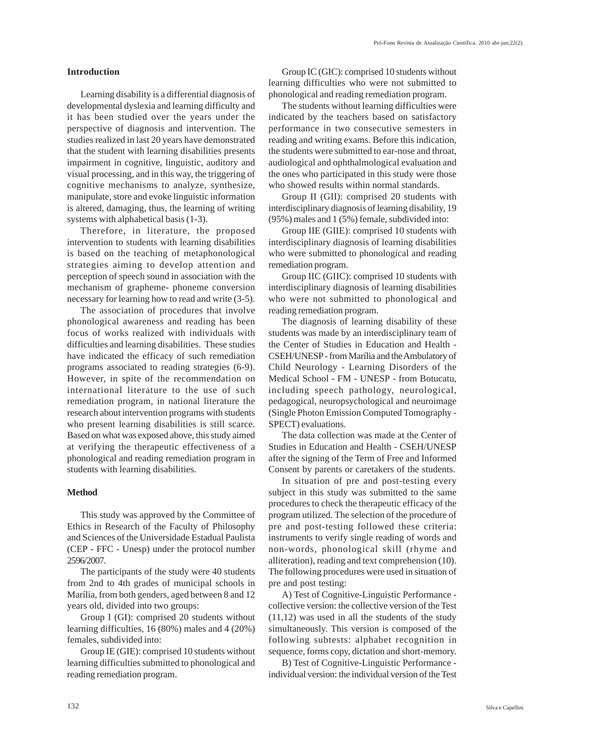## Introduction

Learning disability is a differential diagnosis of developmental dyslexia and learning difficulty and it has been studied over the years under the perspective of diagnosis and intervention. The studies realized in last 20 years have demonstrated that the student with learning disabilities presents impairment in cognitive, linguistic, auditory and visual processing, and in this way, the triggering of cognitive mechanisms to analyze, synthesize, manipulate, store and evoke linguistic information is altered, damaging, thus, the learning of writing systems with alphabetical basis (1-3).

Therefore, in literature, the proposed intervention to students with learning disabilities is based on the teaching of metaphonological strategies aiming to develop attention and perception of speech sound in association with the mechanism of grapheme- phoneme conversion necessary for learning how to read and write (3-5).

The association of procedures that involve phonological awareness and reading has been focus of works realized with individuals with difficulties and learning disabilities. These studies have indicated the efficacy of such remediation programs associated to reading strategies (6-9). However, in spite of the recommendation on international literature to the use of such remediation program, in national literature the research about intervention programs with students who present learning disabilities is still scarce. Based on what was exposed above, this study aimed at verifying the therapeutic effectiveness of a phonological and reading remediation program in students with learning disabilities.

## Method

This study was approved by the Committee of Ethics in Research of the Faculty of Philosophy and Sciences of the Universidade Estadual Paulista (CEP - FFC - Unesp) under the protocol number 2596/2007.

The participants of the study were 40 students from 2nd to 4th grades of municipal schools in Marília, from both genders, aged between 8 and 12 years old, divided into two groups:

Group I (GI): comprised 20 students without learning difficulties, 16 (80%) males and 4 (20%) females, subdivided into:

Group IE (GIE): comprised 10 students without learning difficulties submitted to phonological and reading remediation program.

Group IC (GIC): comprised 10 students without learning difficulties who were not submitted to phonological and reading remediation program.

The students without learning difficulties were indicated by the teachers based on satisfactory performance in two consecutive semesters in reading and writing exams. Before this indication, the students were submitted to ear-nose and throat, audiological and ophthalmological evaluation and the ones who participated in this study were those who showed results within normal standards.

Group II (GII): comprised 20 students with interdisciplinary diagnosis of learning disability, 19 (95%) males and 1 (5%) female, subdivided into:

Group IIE (GIIE): comprised 10 students with interdisciplinary diagnosis of learning disabilities who were submitted to phonological and reading remediation program.

Group IIC (GIIC): comprised 10 students with interdisciplinary diagnosis of learning disabilities who were not submitted to phonological and reading remediation program.

The diagnosis of learning disability of these students was made by an interdisciplinary team of the Center of Studies in Education and Health - CSEH/UNESP - from Marília and the Ambulatory of Child Neurology - Learning Disorders of the Medical School - FM - UNESP - from Botucatu, including speech pathology, neurological, pedagogical, neuropsychological and neuroimage (Single Photon Emission Computed Tomography - SPECT) evaluations.

The data collection was made at the Center of Studies in Education and Health - CSEH/UNESP after the signing of the Term of Free and Informed Consent by parents or caretakers of the students.

In situation of pre and post-testing every subject in this study was submitted to the same procedures to check the therapeutic efficacy of the program utilized. The selection of the procedure of pre and post-testing followed these criteria: instruments to verify single reading of words and non-words, phonological skill (rhyme and alliteration), reading and text comprehension (10). The following procedures were used in situation of pre and post testing:

A) Test of Cognitive-Linguistic Performance - collective version: the collective version of the Test (11,12) was used in all the students of the study simultaneously. This version is composed of the following subtests: alphabet recognition in sequence, forms copy, dictation and short-memory.

B) Test of Cognitive-Linguistic Performance - individual version: the individual version of the Test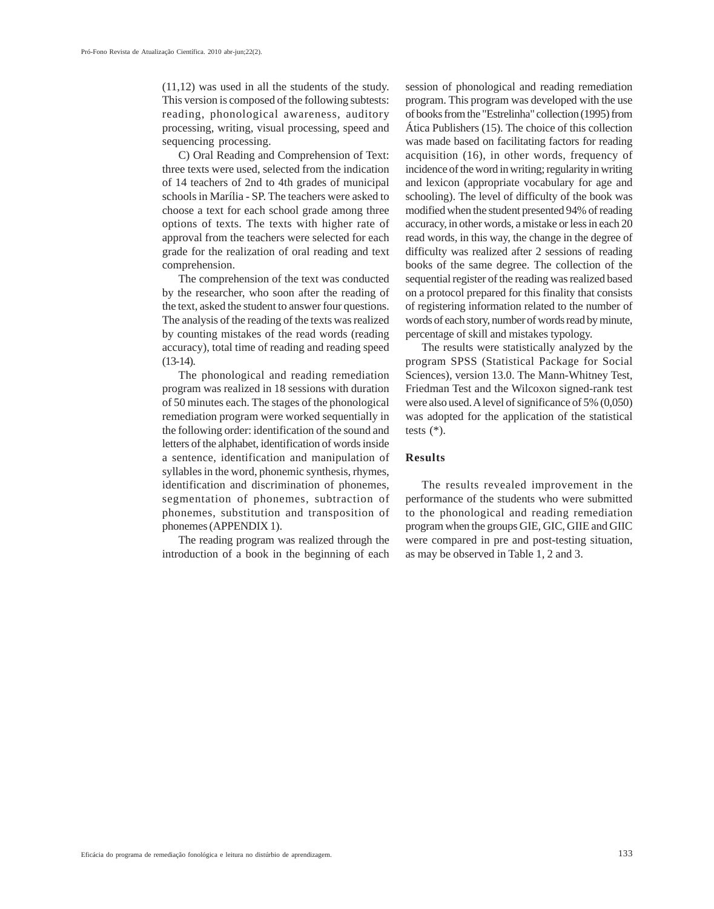(11,12) was used in all the students of the study. This version is composed of the following subtests: reading, phonological awareness, auditory processing, writing, visual processing, speed and sequencing processing.

C) Oral Reading and Comprehension of Text: three texts were used, selected from the indication of 14 teachers of 2nd to 4th grades of municipal schools in Marília - SP. The teachers were asked to choose a text for each school grade among three options of texts. The texts with higher rate of approval from the teachers were selected for each grade for the realization of oral reading and text comprehension.

The comprehension of the text was conducted by the researcher, who soon after the reading of the text, asked the student to answer four questions. The analysis of the reading of the texts was realized by counting mistakes of the read words (reading accuracy), total time of reading and reading speed (13-14).

The phonological and reading remediation program was realized in 18 sessions with duration of 50 minutes each. The stages of the phonological remediation program were worked sequentially in the following order: identification of the sound and letters of the alphabet, identification of words inside a sentence, identification and manipulation of syllables in the word, phonemic synthesis, rhymes, identification and discrimination of phonemes, segmentation of phonemes, subtraction of phonemes, substitution and transposition of phonemes (APPENDIX 1).

The reading program was realized through the introduction of a book in the beginning of each session of phonological and reading remediation program. This program was developed with the use of books from the "Estrelinha" collection (1995) from Ática Publishers (15). The choice of this collection was made based on facilitating factors for reading acquisition (16), in other words, frequency of incidence of the word in writing; regularity in writing and lexicon (appropriate vocabulary for age and schooling). The level of difficulty of the book was modified when the student presented 94% of reading accuracy, in other words, a mistake or less in each 20 read words, in this way, the change in the degree of difficulty was realized after 2 sessions of reading books of the same degree. The collection of the sequential register of the reading was realized based on a protocol prepared for this finality that consists of registering information related to the number of words of each story, number of words read by minute, percentage of skill and mistakes typology.

The results were statistically analyzed by the program SPSS (Statistical Package for Social Sciences), version 13.0. The Mann-Whitney Test, Friedman Test and the Wilcoxon signed-rank test were also used. A level of significance of 5% (0,050) was adopted for the application of the statistical tests (*).

## Results

The results revealed improvement in the performance of the students who were submitted to the phonological and reading remediation program when the groups GIE, GIC, GIIE and GIIC were compared in pre and post-testing situation, as may be observed in Table 1, 2 and 3.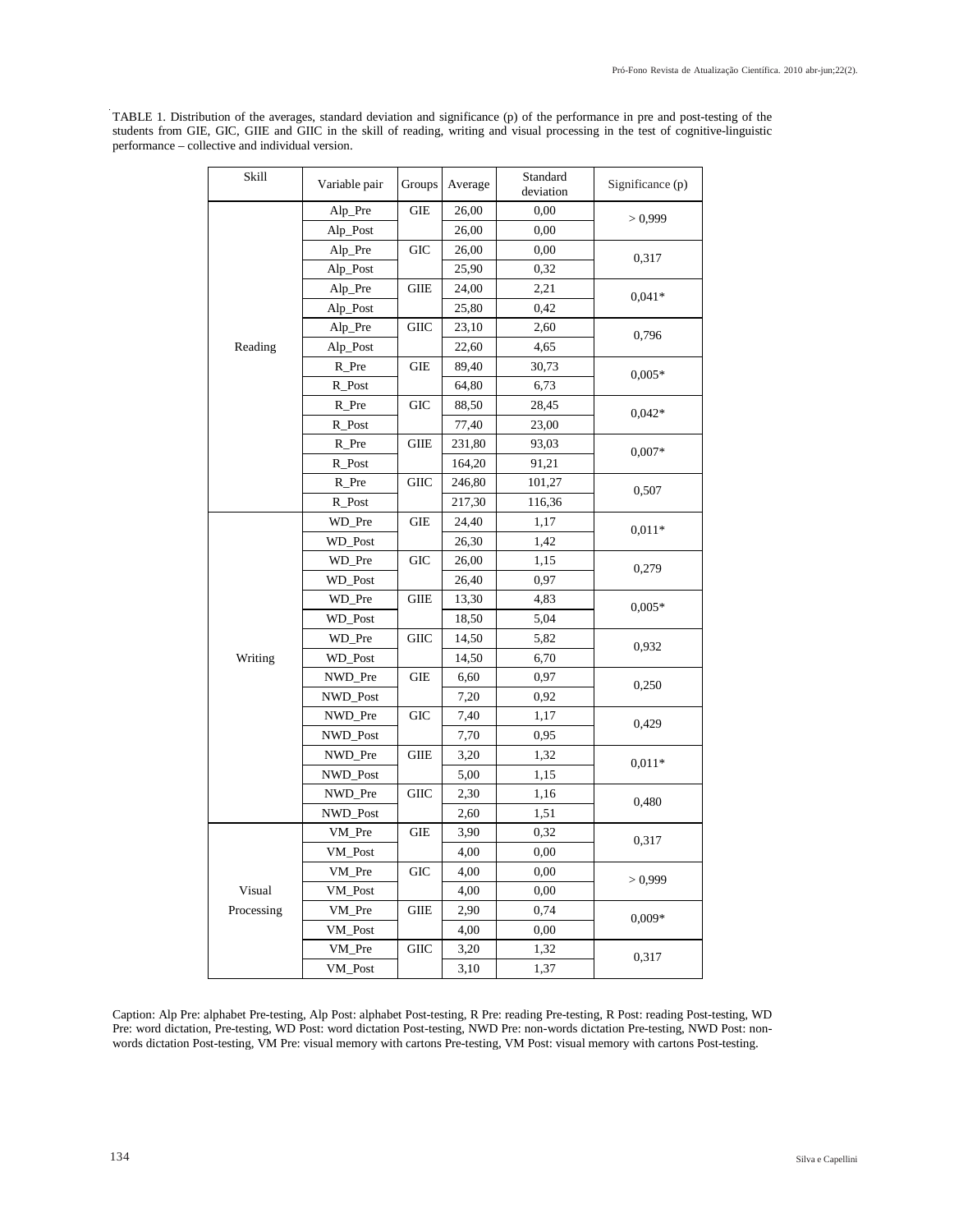TABLE 1. Distribution of the averages, standard deviation and significance (p) of the performance in pre and post-testing of the students from GIE, GIC, GIIE and GIIC in the skill of reading, writing and visual processing in the test of cognitive-linguistic performance – collective and individual version.

| Skill | Variable pair | Groups | Average | Standard deviation | Significance (p) |
|---|---|---|---|---|---|
| Reading | Alp_Pre | GIE | 26,00 | 0,00 | > 0,999 |
| | Alp_Post | | 26,00 | 0,00 | |
| | Alp_Pre | GIC | 26,00 | 0,00 | 0,317 |
| | Alp_Post | | 25,90 | 0,32 | |
| | Alp_Pre | GIIE | 24,00 | 2,21 | 0,041* |
| | Alp_Post | | 25,80 | 0,42 | |
| | Alp_Pre | GIIC | 23,10 | 2,60 | 0,796 |
| | Alp_Post | | 22,60 | 4,65 | |
| | R_Pre | GIE | 89,40 | 30,73 | 0,005* |
| | R_Post | | 64,80 | 6,73 | |
| | R_Pre | GIC | 88,50 | 28,45 | 0,042* |
| | R_Post | | 77,40 | 23,00 | |
| | R_Pre | GIIE | 231,80 | 93,03 | 0,007* |
| | R_Post | | 164,20 | 91,21 | |
| | R_Pre | GIIC | 246,80 | 101,27 | 0,507 |
| | R_Post | | 217,30 | 116,36 | |
| Writing | WD_Pre | GIE | 24,40 | 1,17 | 0,011* |
| | WD_Post | | 26,30 | 1,42 | |
| | WD_Pre | GIC | 26,00 | 1,15 | 0,279 |
| | WD_Post | | 26,40 | 0,97 | |
| | WD_Pre | GIIE | 13,30 | 4,83 | 0,005* |
| | WD_Post | | 18,50 | 5,04 | |
| | WD_Pre | GIIC | 14,50 | 5,82 | 0,932 |
| | WD_Post | | 14,50 | 6,70 | |
| | NWD_Pre | GIE | 6,60 | 0,97 | 0,250 |
| | NWD_Post | | 7,20 | 0,92 | |
| | NWD_Pre | GIC | 7,40 | 1,17 | 0,429 |
| | NWD_Post | | 7,70 | 0,95 | |
| | NWD_Pre | GIIE | 3,20 | 1,32 | 0,011* |
| | NWD_Post | | 5,00 | 1,15 | |
| | NWD_Pre | GIIC | 2,30 | 1,16 | 0,480 |
| | NWD_Post | | 2,60 | 1,51 | |
| Visual Processing | VM_Pre | GIE | 3,90 | 0,32 | 0,317 |
| | VM_Post | | 4,00 | 0,00 | |
| | VM_Pre | GIC | 4,00 | 0,00 | > 0,999 |
| | VM_Post | | 4,00 | 0,00 | |
| | VM_Pre | GIIE | 2,90 | 0,74 | 0,009* |
| | VM_Post | | 4,00 | 0,00 | |
| | VM_Pre | GIIC | 3,20 | 1,32 | 0,317 |
| | VM_Post | | 3,10 | 1,37 | |

Caption: Alp Pre: alphabet Pre-testing, Alp Post: alphabet Post-testing, R Pre: reading Pre-testing, R Post: reading Post-testing, WD Pre: word dictation, Pre-testing, WD Post: word dictation Post-testing, NWD Pre: non-words dictation Pre-testing, NWD Post: non-words dictation Post-testing, VM Pre: visual memory with cartons Pre-testing, VM Post: visual memory with cartons Post-testing.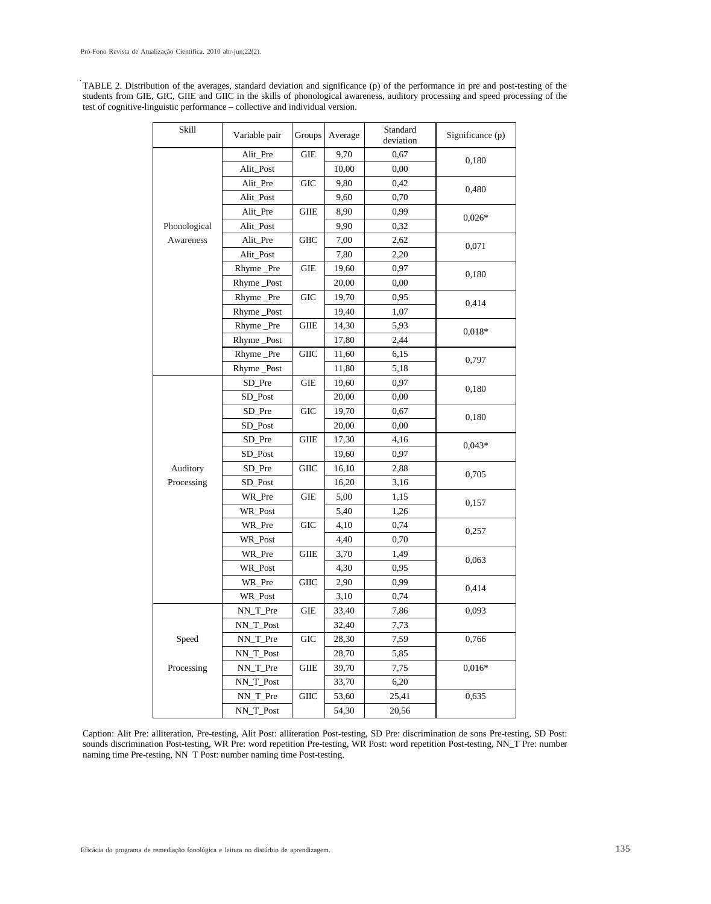TABLE 2. Distribution of the averages, standard deviation and significance (p) of the performance in pre and post-testing of the students from GIE, GIC, GIIE and GIIC in the skills of phonological awareness, auditory processing and speed processing of the test of cognitive-linguistic performance – collective and individual version.

| Skill | Variable pair | Groups | Average | Standard deviation | Significance (p) |
|---|---|---|---|---|---|
| Phonological Awareness | Alit_Pre | GIE | 9,70 | 0,67 | 0,180 |
| | Alit_Post | | 10,00 | 0,00 | |
| | Alit_Pre | GIC | 9,80 | 0,42 | 0,480 |
| | Alit_Post | | 9,60 | 0,70 | |
| | Alit_Pre | GIIE | 8,90 | 0,99 | 0,026* |
| | Alit_Post | | 9,90 | 0,32 | |
| | Alit_Pre | GIIC | 7,00 | 2,62 | 0,071 |
| | Alit_Post | | 7,80 | 2,20 | |
| | Rhyme _Pre | GIE | 19,60 | 0,97 | 0,180 |
| | Rhyme _Post | | 20,00 | 0,00 | |
| | Rhyme _Pre | GIC | 19,70 | 0,95 | 0,414 |
| | Rhyme _Post | | 19,40 | 1,07 | |
| | Rhyme _Pre | GIIE | 14,30 | 5,93 | 0,018* |
| | Rhyme _Post | | 17,80 | 2,44 | |
| | Rhyme _Pre | GIIC | 11,60 | 6,15 | 0,797 |
| | Rhyme _Post | | 11,80 | 5,18 | |
| Auditory Processing | SD_Pre | GIE | 19,60 | 0,97 | 0,180 |
| | SD_Post | | 20,00 | 0,00 | |
| | SD_Pre | GIC | 19,70 | 0,67 | 0,180 |
| | SD_Post | | 20,00 | 0,00 | |
| | SD_Pre | GIIE | 17,30 | 4,16 | 0,043* |
| | SD_Post | | 19,60 | 0,97 | |
| | SD_Pre | GIIC | 16,10 | 2,88 | 0,705 |
| | SD_Post | | 16,20 | 3,16 | |
| | WR_Pre | GIE | 5,00 | 1,15 | 0,157 |
| | WR_Post | | 5,40 | 1,26 | |
| | WR_Pre | GIC | 4,10 | 0,74 | 0,257 |
| | WR_Post | | 4,40 | 0,70 | |
| | WR_Pre | GIIE | 3,70 | 1,49 | 0,063 |
| | WR_Post | | 4,30 | 0,95 | |
| | WR_Pre | GIIC | 2,90 | 0,99 | 0,414 |
| | WR_Post | | 3,10 | 0,74 | |
| Speed Processing | NN_T_Pre | GIE | 33,40 | 7,86 | 0,093 |
| | NN_T_Post | | 32,40 | 7,73 | |
| | NN_T_Pre | GIC | 28,30 | 7,59 | 0,766 |
| | NN_T_Post | | 28,70 | 5,85 | |
| | NN_T_Pre | GIIE | 39,70 | 7,75 | 0,016* |
| | NN_T_Post | | 33,70 | 6,20 | |
| | NN_T_Pre | GIIC | 53,60 | 25,41 | 0,635 |
| | NN_T_Post | | 54,30 | 20,56 | |

Caption: Alit Pre: alliteration, Pre-testing, Alit Post: alliteration Post-testing, SD Pre: discrimination de sons Pre-testing, SD Post: sounds discrimination Post-testing, WR Pre: word repetition Pre-testing, WR Post: word repetition Post-testing, NN_T Pre: number naming time Pre-testing, NN T Post: number naming time Post-testing.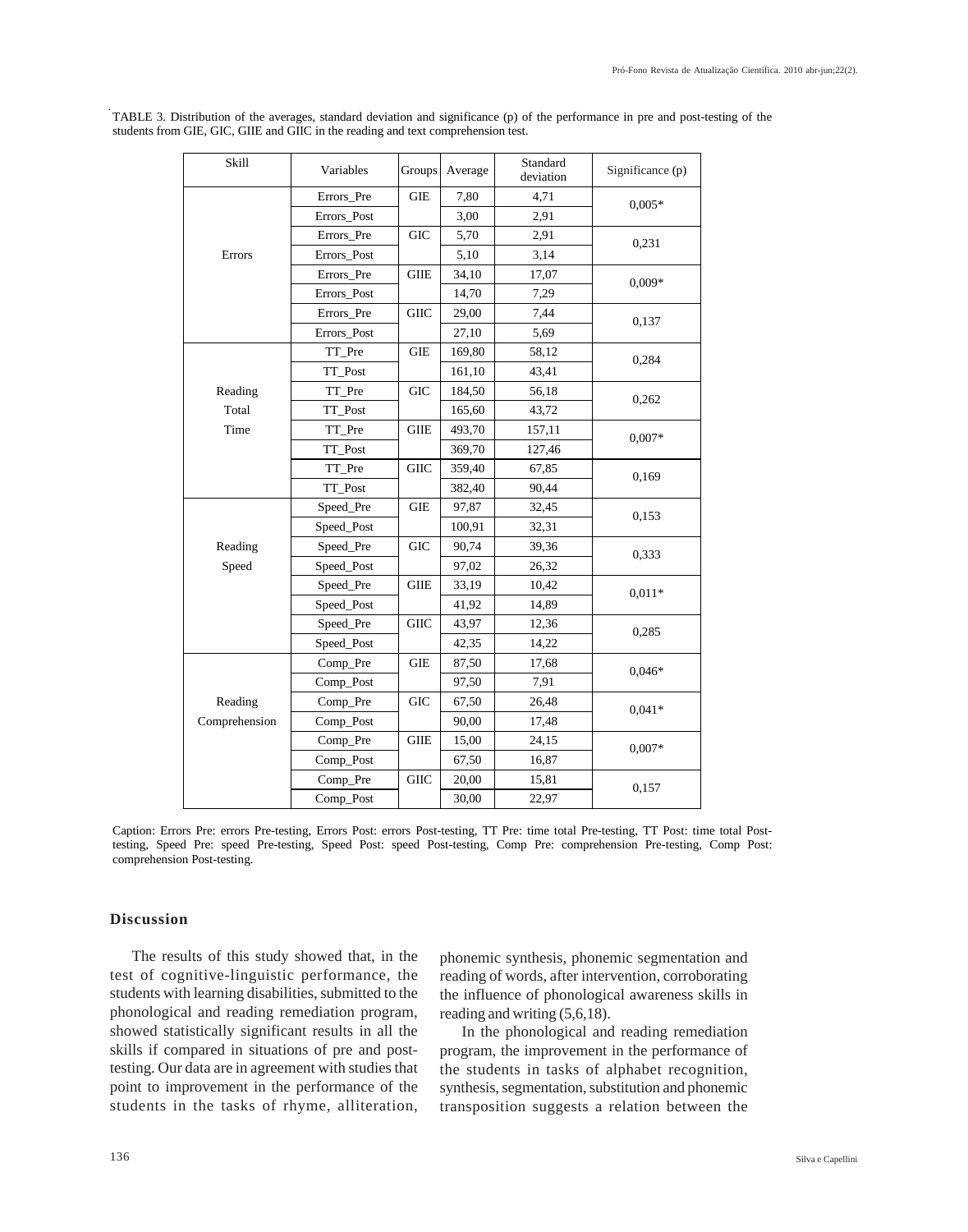TABLE 3. Distribution of the averages, standard deviation and significance (p) of the performance in pre and post-testing of the students from GIE, GIC, GIIE and GIIC in the reading and text comprehension test.

| Skill | Variables | Groups | Average | Standard deviation | Significance (p) |
|---|---|---|---|---|---|
| Errors | Errors_Pre | GIE | 7,80 | 4,71 | 0,005* |
| | Errors_Post | | 3,00 | 2,91 | |
| | Errors_Pre | GIC | 5,70 | 2,91 | 0,231 |
| | Errors_Post | | 5,10 | 3,14 | |
| | Errors_Pre | GIIE | 34,10 | 17,07 | 0,009* |
| | Errors_Post | | 14,70 | 7,29 | |
| | Errors_Pre | GIIC | 29,00 | 7,44 | 0,137 |
| | Errors_Post | | 27,10 | 5,69 | |
| Reading Total Time | TT_Pre | GIE | 169,80 | 58,12 | 0,284 |
| | TT_Post | | 161,10 | 43,41 | |
| | TT_Pre | GIC | 184,50 | 56,18 | 0,262 |
| | TT_Post | | 165,60 | 43,72 | |
| | TT_Pre | GIIE | 493,70 | 157,11 | 0,007* |
| | TT_Post | | 369,70 | 127,46 | |
| | TT_Pre | GIIC | 359,40 | 67,85 | 0,169 |
| | TT_Post | | 382,40 | 90,44 | |
| Reading Speed | Speed_Pre | GIE | 97,87 | 32,45 | 0,153 |
| | Speed_Post | | 100,91 | 32,31 | |
| | Speed_Pre | GIC | 90,74 | 39,36 | 0,333 |
| | Speed_Post | | 97,02 | 26,32 | |
| | Speed_Pre | GIIE | 33,19 | 10,42 | 0,011* |
| | Speed_Post | | 41,92 | 14,89 | |
| | Speed_Pre | GIIC | 43,97 | 12,36 | 0,285 |
| | Speed_Post | | 42,35 | 14,22 | |
| Reading Comprehension | Comp_Pre | GIE | 87,50 | 17,68 | 0,046* |
| | Comp_Post | | 97,50 | 7,91 | |
| | Comp_Pre | GIC | 67,50 | 26,48 | 0,041* |
| | Comp_Post | | 90,00 | 17,48 | |
| | Comp_Pre | GIIE | 15,00 | 24,15 | 0,007* |
| | Comp_Post | | 67,50 | 16,87 | |
| | Comp_Pre | GIIC | 20,00 | 15,81 | 0,157 |
| | Comp_Post | | 30,00 | 22,97 | |

Caption: Errors Pre: errors Pre-testing, Errors Post: errors Post-testing, TT Pre: time total Pre-testing, TT Post: time total Post-testing, Speed Pre: speed Pre-testing, Speed Post: speed Post-testing, Comp Pre: comprehension Pre-testing, Comp Post: comprehension Post-testing.

## Discussion

The results of this study showed that, in the test of cognitive-linguistic performance, the students with learning disabilities, submitted to the phonological and reading remediation program, showed statistically significant results in all the skills if compared in situations of pre and post-testing. Our data are in agreement with studies that point to improvement in the performance of the students in the tasks of rhyme, alliteration, phonemic synthesis, phonemic segmentation and reading of words, after intervention, corroborating the influence of phonological awareness skills in reading and writing (5,6,18).

In the phonological and reading remediation program, the improvement in the performance of the students in tasks of alphabet recognition, synthesis, segmentation, substitution and phonemic transposition suggests a relation between the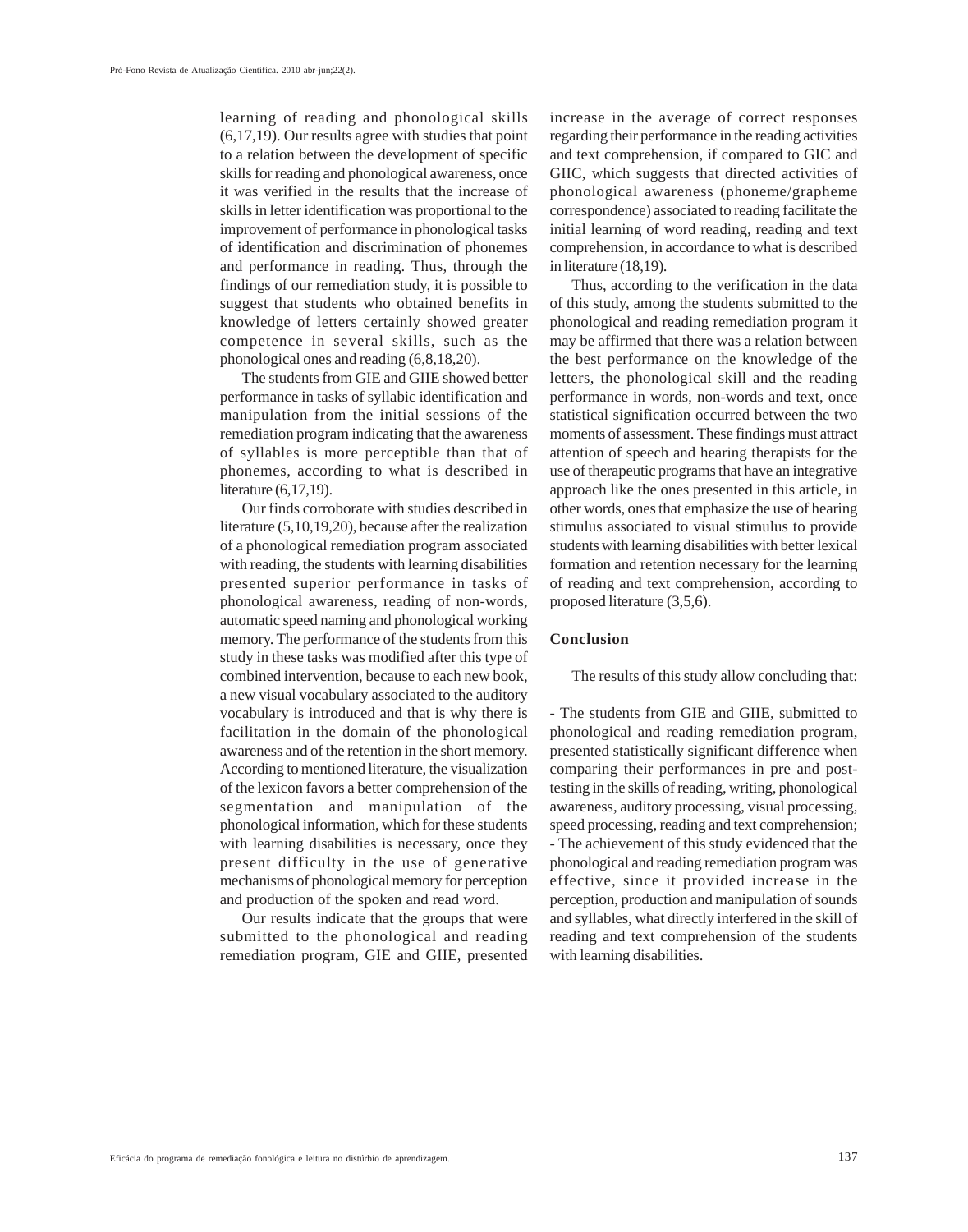learning of reading and phonological skills (6,17,19). Our results agree with studies that point to a relation between the development of specific skills for reading and phonological awareness, once it was verified in the results that the increase of skills in letter identification was proportional to the improvement of performance in phonological tasks of identification and discrimination of phonemes and performance in reading. Thus, through the findings of our remediation study, it is possible to suggest that students who obtained benefits in knowledge of letters certainly showed greater competence in several skills, such as the phonological ones and reading (6,8,18,20).

The students from GIE and GIIE showed better performance in tasks of syllabic identification and manipulation from the initial sessions of the remediation program indicating that the awareness of syllables is more perceptible than that of phonemes, according to what is described in literature (6,17,19).

Our finds corroborate with studies described in literature (5,10,19,20), because after the realization of a phonological remediation program associated with reading, the students with learning disabilities presented superior performance in tasks of phonological awareness, reading of non-words, automatic speed naming and phonological working memory. The performance of the students from this study in these tasks was modified after this type of combined intervention, because to each new book, a new visual vocabulary associated to the auditory vocabulary is introduced and that is why there is facilitation in the domain of the phonological awareness and of the retention in the short memory. According to mentioned literature, the visualization of the lexicon favors a better comprehension of the segmentation and manipulation of the phonological information, which for these students with learning disabilities is necessary, once they present difficulty in the use of generative mechanisms of phonological memory for perception and production of the spoken and read word.

Our results indicate that the groups that were submitted to the phonological and reading remediation program, GIE and GIIE, presented increase in the average of correct responses regarding their performance in the reading activities and text comprehension, if compared to GIC and GIIC, which suggests that directed activities of phonological awareness (phoneme/grapheme correspondence) associated to reading facilitate the initial learning of word reading, reading and text comprehension, in accordance to what is described in literature (18,19).

Thus, according to the verification in the data of this study, among the students submitted to the phonological and reading remediation program it may be affirmed that there was a relation between the best performance on the knowledge of the letters, the phonological skill and the reading performance in words, non-words and text, once statistical signification occurred between the two moments of assessment. These findings must attract attention of speech and hearing therapists for the use of therapeutic programs that have an integrative approach like the ones presented in this article, in other words, ones that emphasize the use of hearing stimulus associated to visual stimulus to provide students with learning disabilities with better lexical formation and retention necessary for the learning of reading and text comprehension, according to proposed literature (3,5,6).

## Conclusion

The results of this study allow concluding that:

- The students from GIE and GIIE, submitted to phonological and reading remediation program, presented statistically significant difference when comparing their performances in pre and post-testing in the skills of reading, writing, phonological awareness, auditory processing, visual processing, speed processing, reading and text comprehension;
- The achievement of this study evidenced that the phonological and reading remediation program was effective, since it provided increase in the perception, production and manipulation of sounds and syllables, what directly interfered in the skill of reading and text comprehension of the students with learning disabilities.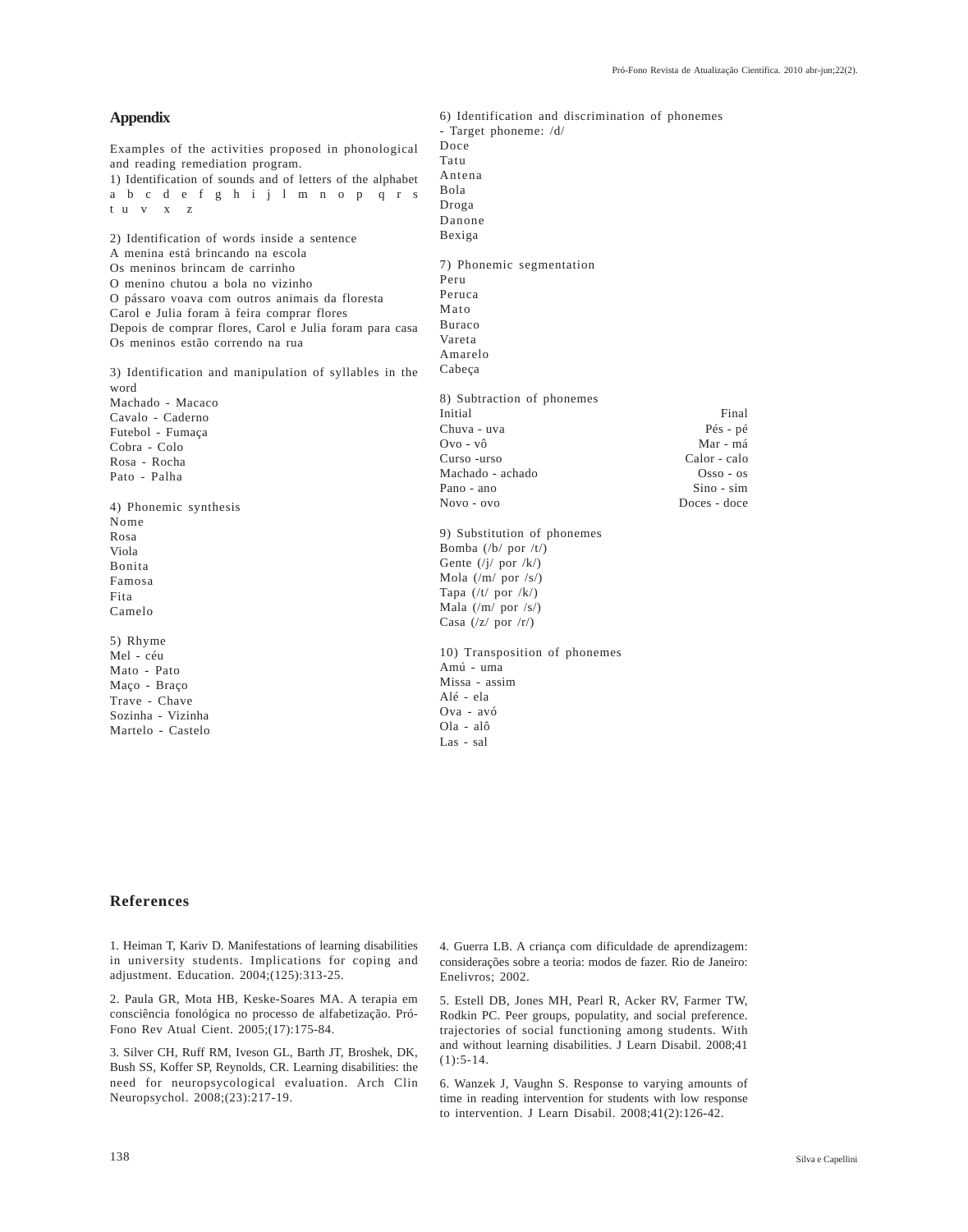## Appendix

Examples of the activities proposed in phonological and reading remediation program.

1) Identification of sounds and of letters of the alphabet
a b c d e f g h i j l m n o p q r s t u v x z

2) Identification of words inside a sentence
A menina está brincando na escola
Os meninos brincam de carrinho
O menino chutou a bola no vizinho
O pássaro voava com outros animais da floresta
Carol e Julia foram à feira comprar flores
Depois de comprar flores, Carol e Julia foram para casa
Os meninos estão correndo na rua

3) Identification and manipulation of syllables in the word
Machado - Macaco
Cavalo - Caderno
Futebol - Fumaça
Cobra - Colo
Rosa - Rocha
Pato - Palha

4) Phonemic synthesis
Nome
Rosa
Viola
Bonita
Famosa
Fita
Camelo

5) Rhyme
Mel - céu
Mato - Pato
Maço - Braço
Trave - Chave
Sozinha - Vizinha
Martelo - Castelo

6) Identification and discrimination of phonemes
- Target phoneme: /d/
Doce
Tatu
Antena
Bola
Droga
Danone
Bexiga

7) Phonemic segmentation
Peru
Peruca
Mato
Buraco
Vareta
Amarelo
Cabeça

8) Subtraction of phonemes

| Initial | Final |
|---|---|
| Chuva - uva | Pés - pé |
| Ovo - vô | Mar - má |
| Curso -urso | Calor - calo |
| Machado - achado | Osso - os |
| Pano - ano | Sino - sim |
| Novo - ovo | Doces - doce |

9) Substitution of phonemes
Bomba (/b/ por /t/)
Gente (/j/ por /k/)
Mola (/m/ por /s/)
Tapa (/t/ por /k/)
Mala (/m/ por /s/)
Casa (/z/ por /r/)

10) Transposition of phonemes
Amú - uma
Missa - assim
Alé - ela
Ova - avó
Ola - alô
Las - sal

## References

1. Heiman T, Kariv D. Manifestations of learning disabilities in university students. Implications for coping and adjustment. Education. 2004;(125):313-25.

2. Paula GR, Mota HB, Keske-Soares MA. A terapia em consciência fonológica no processo de alfabetização. Pró-Fono Rev Atual Cient. 2005;(17):175-84.

3. Silver CH, Ruff RM, Iveson GL, Barth JT, Broshek, DK, Bush SS, Koffer SP, Reynolds, CR. Learning disabilities: the need for neuropsycological evaluation. Arch Clin Neuropsychol. 2008;(23):217-19.

4. Guerra LB. A criança com dificuldade de aprendizagem: considerações sobre a teoria: modos de fazer. Rio de Janeiro: Enelivros; 2002.

5. Estell DB, Jones MH, Pearl R, Acker RV, Farmer TW, Rodkin PC. Peer groups, populatity, and social preference. trajectories of social functioning among students. With and without learning disabilities. J Learn Disabil. 2008;41 (1):5-14.

6. Wanzek J, Vaughn S. Response to varying amounts of time in reading intervention for students with low response to intervention. J Learn Disabil. 2008;41(2):126-42.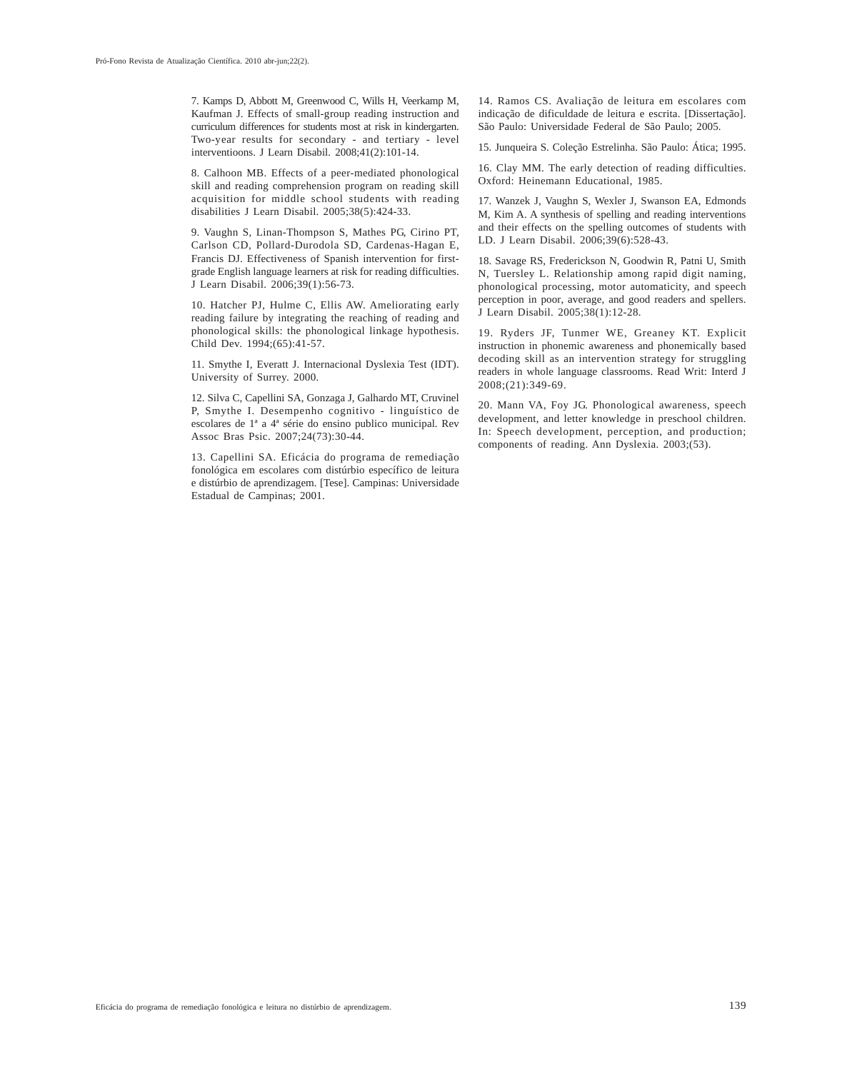7. Kamps D, Abbott M, Greenwood C, Wills H, Veerkamp M, Kaufman J. Effects of small-group reading instruction and curriculum differences for students most at risk in kindergarten. Two-year results for secondary - and tertiary - level interventioons. J Learn Disabil. 2008;41(2):101-14.

8. Calhoon MB. Effects of a peer-mediated phonological skill and reading comprehension program on reading skill acquisition for middle school students with reading disabilities J Learn Disabil. 2005;38(5):424-33.

9. Vaughn S, Linan-Thompson S, Mathes PG, Cirino PT, Carlson CD, Pollard-Durodola SD, Cardenas-Hagan E, Francis DJ. Effectiveness of Spanish intervention for first-grade English language learners at risk for reading difficulties. J Learn Disabil. 2006;39(1):56-73.

10. Hatcher PJ, Hulme C, Ellis AW. Ameliorating early reading failure by integrating the reaching of reading and phonological skills: the phonological linkage hypothesis. Child Dev. 1994;(65):41-57.

11. Smythe I, Everatt J. Internacional Dyslexia Test (IDT). University of Surrey. 2000.

12. Silva C, Capellini SA, Gonzaga J, Galhardo MT, Cruvinel P, Smythe I. Desempenho cognitivo - linguístico de escolares de 1ª a 4ª série do ensino publico municipal. Rev Assoc Bras Psic. 2007;24(73):30-44.

13. Capellini SA. Eficácia do programa de remediação fonológica em escolares com distúrbio específico de leitura e distúrbio de aprendizagem. [Tese]. Campinas: Universidade Estadual de Campinas; 2001.

14. Ramos CS. Avaliação de leitura em escolares com indicação de dificuldade de leitura e escrita. [Dissertação]. São Paulo: Universidade Federal de São Paulo; 2005.

15. Junqueira S. Coleção Estrelinha. São Paulo: Ática; 1995.

16. Clay MM. The early detection of reading difficulties. Oxford: Heinemann Educational, 1985.

17. Wanzek J, Vaughn S, Wexler J, Swanson EA, Edmonds M, Kim A. A synthesis of spelling and reading interventions and their effects on the spelling outcomes of students with LD. J Learn Disabil. 2006;39(6):528-43.

18. Savage RS, Frederickson N, Goodwin R, Patni U, Smith N, Tuersley L. Relationship among rapid digit naming, phonological processing, motor automaticity, and speech perception in poor, average, and good readers and spellers. J Learn Disabil. 2005;38(1):12-28.

19. Ryders JF, Tunmer WE, Greaney KT. Explicit instruction in phonemic awareness and phonemically based decoding skill as an intervention strategy for struggling readers in whole language classrooms. Read Writ: Interd J 2008;(21):349-69.

20. Mann VA, Foy JG. Phonological awareness, speech development, and letter knowledge in preschool children. In: Speech development, perception, and production; components of reading. Ann Dyslexia. 2003;(53).